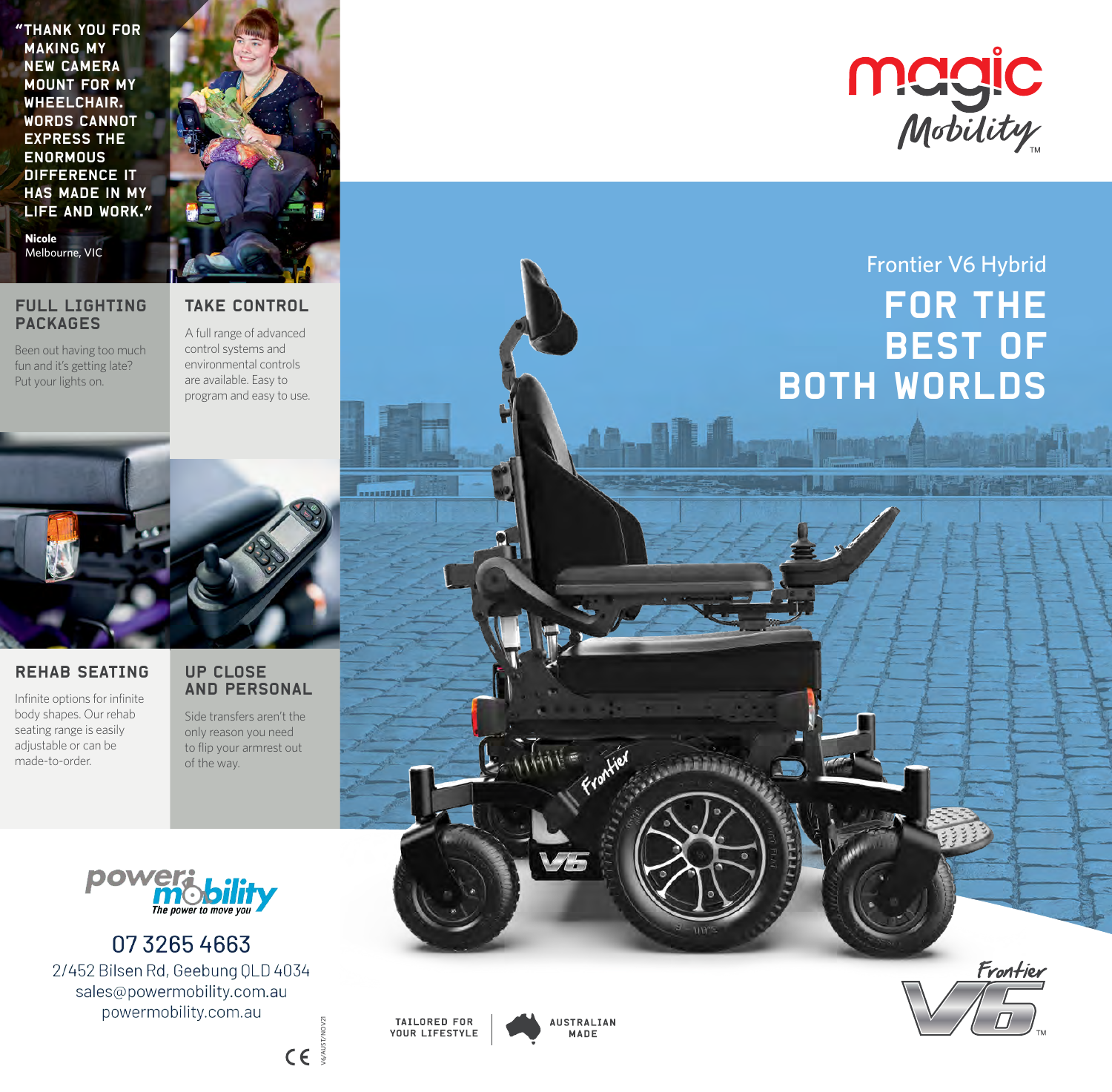# magic Mobility™

## Frontier V6 Hybrid

# FOR THE BEST OF BOTH WORLDS

"THANK YOU FOR MAKING MY NEW CAMERA MOUNT FOR MY WHEELCHAIR. WORDS CANNOT EXPRESS THE ENORMOUS DIFFERENCE IT HAS MADE IN MY LIFE AND WORK."

**Nicole**
Melbourne, VIC

### FULL LIGHTING PACKAGES

Been out having too much fun and it's getting late? Put your lights on.

### TAKE CONTROL

A full range of advanced control systems and environmental controls are available. Easy to program and easy to use.

### REHAB SEATING

Infinite options for infinite body shapes. Our rehab seating range is easily adjustable or can be made-to-order.

### UP CLOSE AND PERSONAL

Side transfers aren't the only reason you need to flip your armrest out of the way.

power mobility
*The power to move you*

07 3265 4663
2/452 Bilsen Rd, Geebung QLD 4034
sales@powermobility.com.au
powermobility.com.au

TAILORED FOR YOUR LIFESTYLE | AUSTRALIAN MADE

Frontier V6™

CE

V6/AUST/NOV21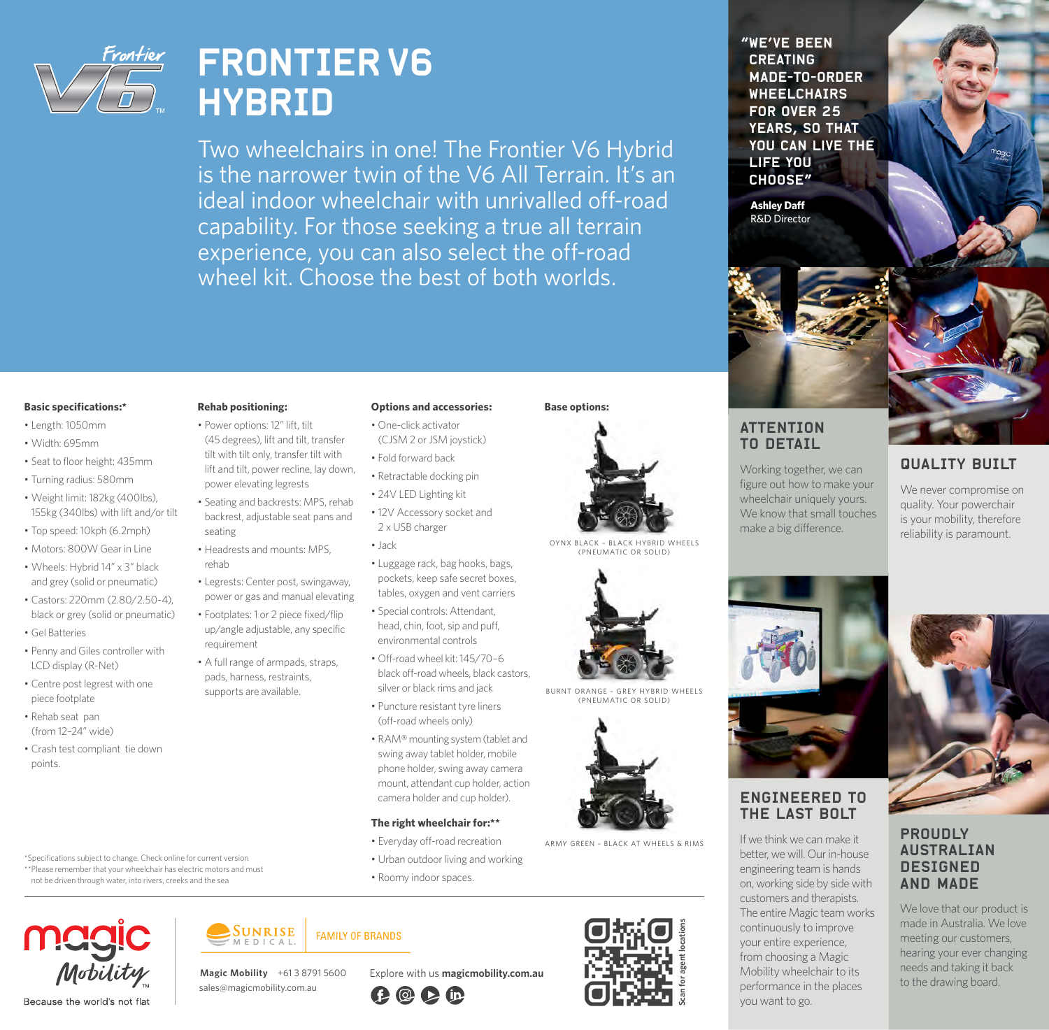# FRONTIER V6 HYBRID

Two wheelchairs in one! The Frontier V6 Hybrid is the narrower twin of the V6 All Terrain. It's an ideal indoor wheelchair with unrivalled off-road capability. For those seeking a true all terrain experience, you can also select the off-road wheel kit. Choose the best of both worlds.

**Basic specifications:***

- Length: 1050mm
- Width: 695mm
- Seat to floor height: 435mm
- Turning radius: 580mm
- Weight limit: 182kg (400lbs), 155kg (340lbs) with lift and/or tilt
- Top speed: 10kph (6.2mph)
- Motors: 800W Gear in Line
- Wheels: Hybrid 14" x 3" black and grey (solid or pneumatic)
- Castors: 220mm (2.80/2.50-4), black or grey (solid or pneumatic)
- Gel Batteries
- Penny and Giles controller with LCD display (R-Net)
- Centre post legrest with one piece footplate
- Rehab seat pan (from 12–24" wide)
- Crash test compliant tie down points.

**Rehab positioning:**

- Power options: 12" lift, tilt (45 degrees), lift and tilt, transfer tilt with tilt only, transfer tilt with lift and tilt, power recline, lay down, power elevating legrests
- Seating and backrests: MPS, rehab backrest, adjustable seat pans and seating
- Headrests and mounts: MPS, rehab
- Legrests: Center post, swingaway, power or gas and manual elevating
- Footplates: 1 or 2 piece fixed/flip up/angle adjustable, any specific requirement
- A full range of armpads, straps, pads, harness, restraints, supports are available.

**Options and accessories:**

- One-click activator (CJSM 2 or JSM joystick)
- Fold forward back
- Retractable docking pin
- 24V LED Lighting kit
- 12V Accessory socket and 2 x USB charger
- Jack
- Luggage rack, bag hooks, bags, pockets, keep safe secret boxes, tables, oxygen and vent carriers
- Special controls: Attendant, head, chin, foot, sip and puff, environmental controls
- Off-road wheel kit: 145/70–6 black off-road wheels, black castors, silver or black rims and jack
- Puncture resistant tyre liners (off-road wheels only)
- RAM® mounting system (tablet and swing away tablet holder, mobile phone holder, swing away camera mount, attendant cup holder, action camera holder and cup holder).

**The right wheelchair for:****

- Everyday off-road recreation
- Urban outdoor living and working
- Roomy indoor spaces.

**Base options:**

OYNX BLACK - BLACK HYBRID WHEELS (PNEUMATIC OR SOLID)

BURNT ORANGE - GREY HYBRID WHEELS (PNEUMATIC OR SOLID)

ARMY GREEN - BLACK AT WHEELS & RIMS

*Specifications subject to change. Check online for current version
**Please remember that your wheelchair has electric motors and must not be driven through water, into rivers, creeks and the sea

"WE'VE BEEN CREATING MADE-TO-ORDER WHEELCHAIRS FOR OVER 25 YEARS, SO THAT YOU CAN LIVE THE LIFE YOU CHOOSE"

**Ashley Daff**
R&D Director

## ATTENTION TO DETAIL

Working together, we can figure out how to make your wheelchair uniquely yours. We know that small touches make a big difference.

## QUALITY BUILT

We never compromise on quality. Your powerchair is your mobility, therefore reliability is paramount.

## ENGINEERED TO THE LAST BOLT

If we think we can make it better, we will. Our in-house engineering team is hands on, working side by side with customers and therapists. The entire Magic team works continuously to improve your entire experience, from choosing a Magic Mobility wheelchair to its performance in the places you want to go.

## PROUDLY AUSTRALIAN DESIGNED AND MADE

We love that our product is made in Australia. We love meeting our customers, hearing your ever changing needs and taking it back to the drawing board.

magic Mobility
Because the world's not flat

SUNRISE MEDICAL | FAMILY OF BRANDS

**Magic Mobility** +61 3 8791 5600
sales@magicmobility.com.au

Explore with us **magicmobility.com.au**

Scan for agent locations